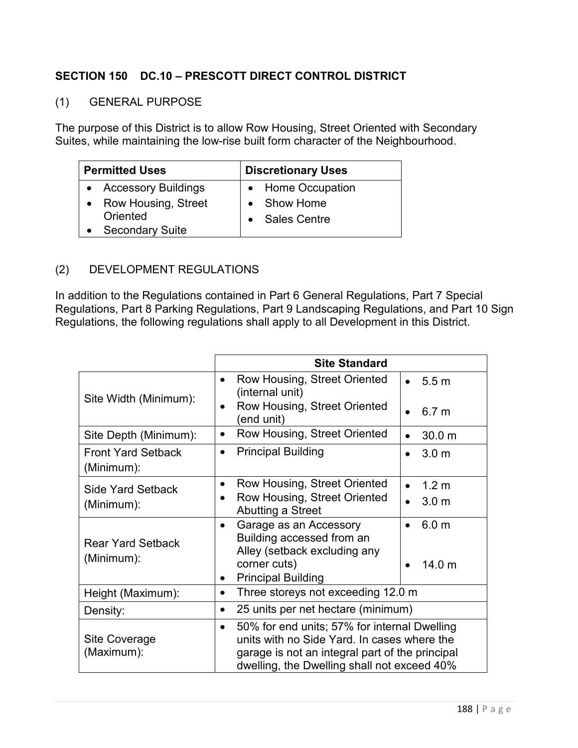## SECTION 150 DC.10 – PRESCOTT DIRECT CONTROL DISTRICT

### (1) GENERAL PURPOSE

The purpose of this District is to allow Row Housing, Street Oriented with Secondary Suites, while maintaining the low-rise built form character of the Neighbourhood.

| Permitted Uses | Discretionary Uses |
|---|---|
| • Accessory Buildings<br>• Row Housing, Street Oriented<br>• Secondary Suite | • Home Occupation<br>• Show Home<br>• Sales Centre |

### (2) DEVELOPMENT REGULATIONS

In addition to the Regulations contained in Part 6 General Regulations, Part 7 Special Regulations, Part 8 Parking Regulations, Part 9 Landscaping Regulations, and Part 10 Sign Regulations, the following regulations shall apply to all Development in this District.

| | Site Standard | |
|---|---|---|
| Site Width (Minimum): | • Row Housing, Street Oriented (internal unit)<br>• Row Housing, Street Oriented (end unit) | • 5.5 m<br>• 6.7 m |
| Site Depth (Minimum): | • Row Housing, Street Oriented | • 30.0 m |
| Front Yard Setback (Minimum): | • Principal Building | • 3.0 m |
| Side Yard Setback (Minimum): | • Row Housing, Street Oriented<br>• Row Housing, Street Oriented Abutting a Street | • 1.2 m<br>• 3.0 m |
| Rear Yard Setback (Minimum): | • Garage as an Accessory Building accessed from an Alley (setback excluding any corner cuts)<br>• Principal Building | • 6.0 m<br>• 14.0 m |
| Height (Maximum): | • Three storeys not exceeding 12.0 m | |
| Density: | • 25 units per net hectare (minimum) | |
| Site Coverage (Maximum): | • 50% for end units; 57% for internal Dwelling units with no Side Yard. In cases where the garage is not an integral part of the principal dwelling, the Dwelling shall not exceed 40% | |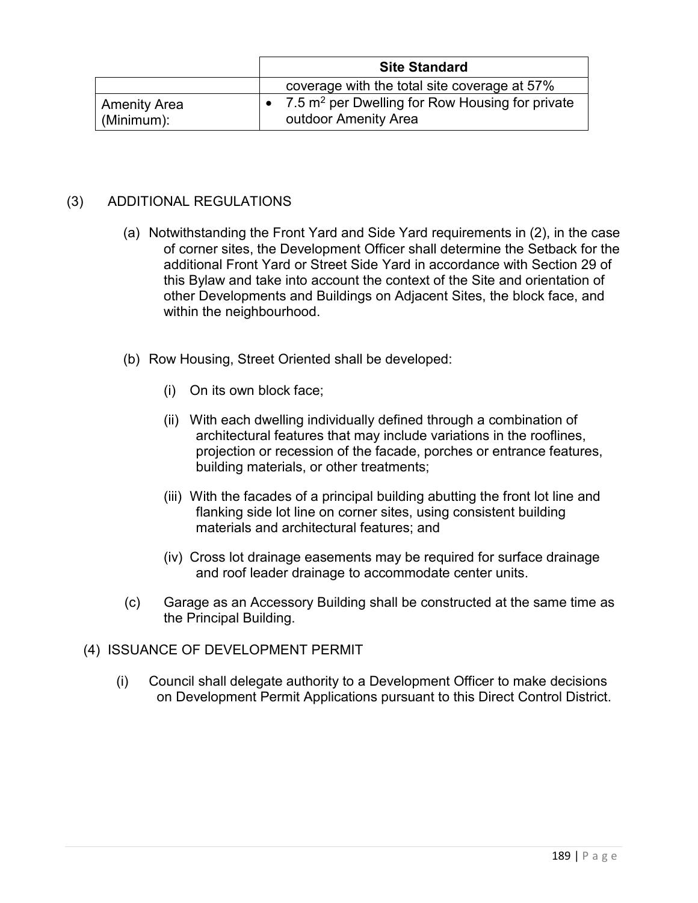| | Site Standard |
|---|---|
| | coverage with the total site coverage at 57% |
| Amenity Area (Minimum): | • 7.5 $m^2$ per Dwelling for Row Housing for private outdoor Amenity Area |

(3) ADDITIONAL REGULATIONS

(a) Notwithstanding the Front Yard and Side Yard requirements in (2), in the case of corner sites, the Development Officer shall determine the Setback for the additional Front Yard or Street Side Yard in accordance with Section 29 of this Bylaw and take into account the context of the Site and orientation of other Developments and Buildings on Adjacent Sites, the block face, and within the neighbourhood.

(b) Row Housing, Street Oriented shall be developed:

(i) On its own block face;

(ii) With each dwelling individually defined through a combination of architectural features that may include variations in the rooflines, projection or recession of the facade, porches or entrance features, building materials, or other treatments;

(iii) With the facades of a principal building abutting the front lot line and flanking side lot line on corner sites, using consistent building materials and architectural features; and

(iv) Cross lot drainage easements may be required for surface drainage and roof leader drainage to accommodate center units.

(c) Garage as an Accessory Building shall be constructed at the same time as the Principal Building.

(4) ISSUANCE OF DEVELOPMENT PERMIT

(i) Council shall delegate authority to a Development Officer to make decisions on Development Permit Applications pursuant to this Direct Control District.